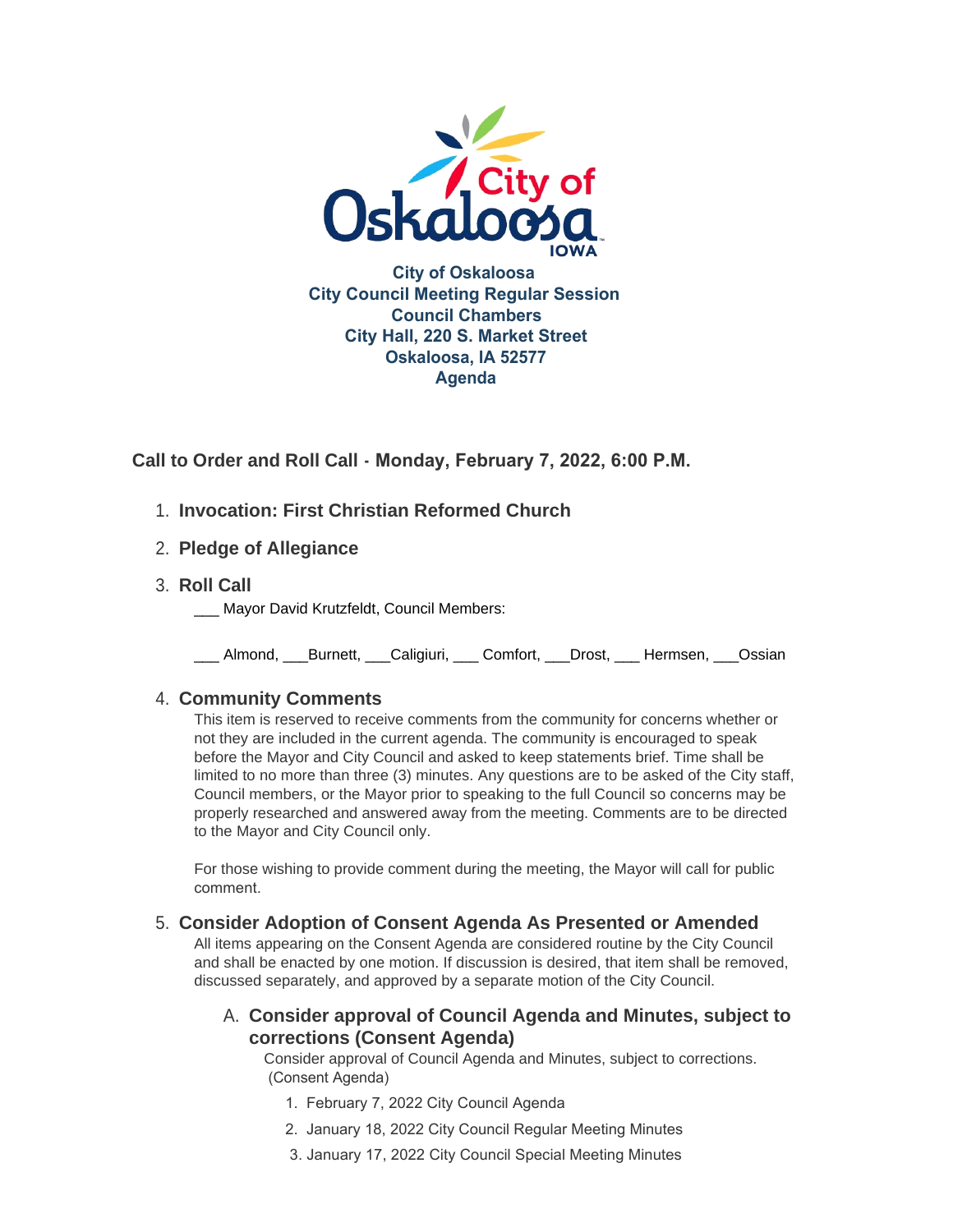City of Oskaloosa
City Council Meeting Regular Session
Council Chambers
City Hall, 220 S. Market Street
Oskaloosa, IA 52577
Agenda

## Call to Order and Roll Call - Monday, February 7, 2022, 6:00 P.M.

1. **Invocation: First Christian Reformed Church**

2. **Pledge of Allegiance**

3. **Roll Call**

   ___ Mayor David Krutzfeldt, Council Members:

   ___ Almond, ___Burnett, ___Caligiuri, ___ Comfort, ___Drost, ___ Hermsen, ___Ossian

4. **Community Comments**

   This item is reserved to receive comments from the community for concerns whether or not they are included in the current agenda. The community is encouraged to speak before the Mayor and City Council and asked to keep statements brief. Time shall be limited to no more than three (3) minutes. Any questions are to be asked of the City staff, Council members, or the Mayor prior to speaking to the full Council so concerns may be properly researched and answered away from the meeting. Comments are to be directed to the Mayor and City Council only.

   For those wishing to provide comment during the meeting, the Mayor will call for public comment.

5. **Consider Adoption of Consent Agenda As Presented or Amended**

   All items appearing on the Consent Agenda are considered routine by the City Council and shall be enacted by one motion. If discussion is desired, that item shall be removed, discussed separately, and approved by a separate motion of the City Council.

   A. **Consider approval of Council Agenda and Minutes, subject to corrections (Consent Agenda)**

      Consider approval of Council Agenda and Minutes, subject to corrections. (Consent Agenda)

      1. February 7, 2022 City Council Agenda
      2. January 18, 2022 City Council Regular Meeting Minutes
      3. January 17, 2022 City Council Special Meeting Minutes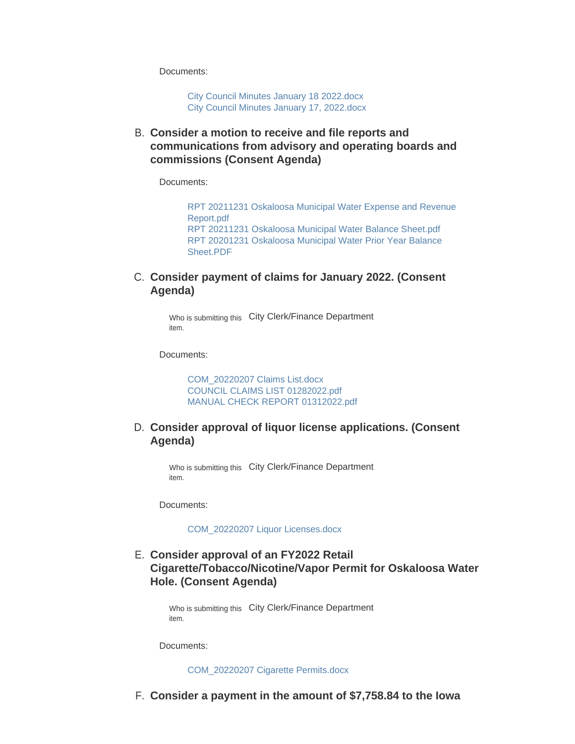Documents:

City Council Minutes January 18 2022.docx
City Council Minutes January 17, 2022.docx

B. **Consider a motion to receive and file reports and communications from advisory and operating boards and commissions (Consent Agenda)**

Documents:

RPT 20211231 Oskaloosa Municipal Water Expense and Revenue Report.pdf
RPT 20211231 Oskaloosa Municipal Water Balance Sheet.pdf
RPT 20201231 Oskaloosa Municipal Water Prior Year Balance Sheet.PDF

C. **Consider payment of claims for January 2022. (Consent Agenda)**

Who is submitting this item. City Clerk/Finance Department

Documents:

COM_20220207 Claims List.docx
COUNCIL CLAIMS LIST 01282022.pdf
MANUAL CHECK REPORT 01312022.pdf

D. **Consider approval of liquor license applications. (Consent Agenda)**

Who is submitting this item. City Clerk/Finance Department

Documents:

COM_20220207 Liquor Licenses.docx

E. **Consider approval of an FY2022 Retail Cigarette/Tobacco/Nicotine/Vapor Permit for Oskaloosa Water Hole. (Consent Agenda)**

Who is submitting this item. City Clerk/Finance Department

Documents:

COM_20220207 Cigarette Permits.docx

F. **Consider a payment in the amount of $7,758.84 to the Iowa**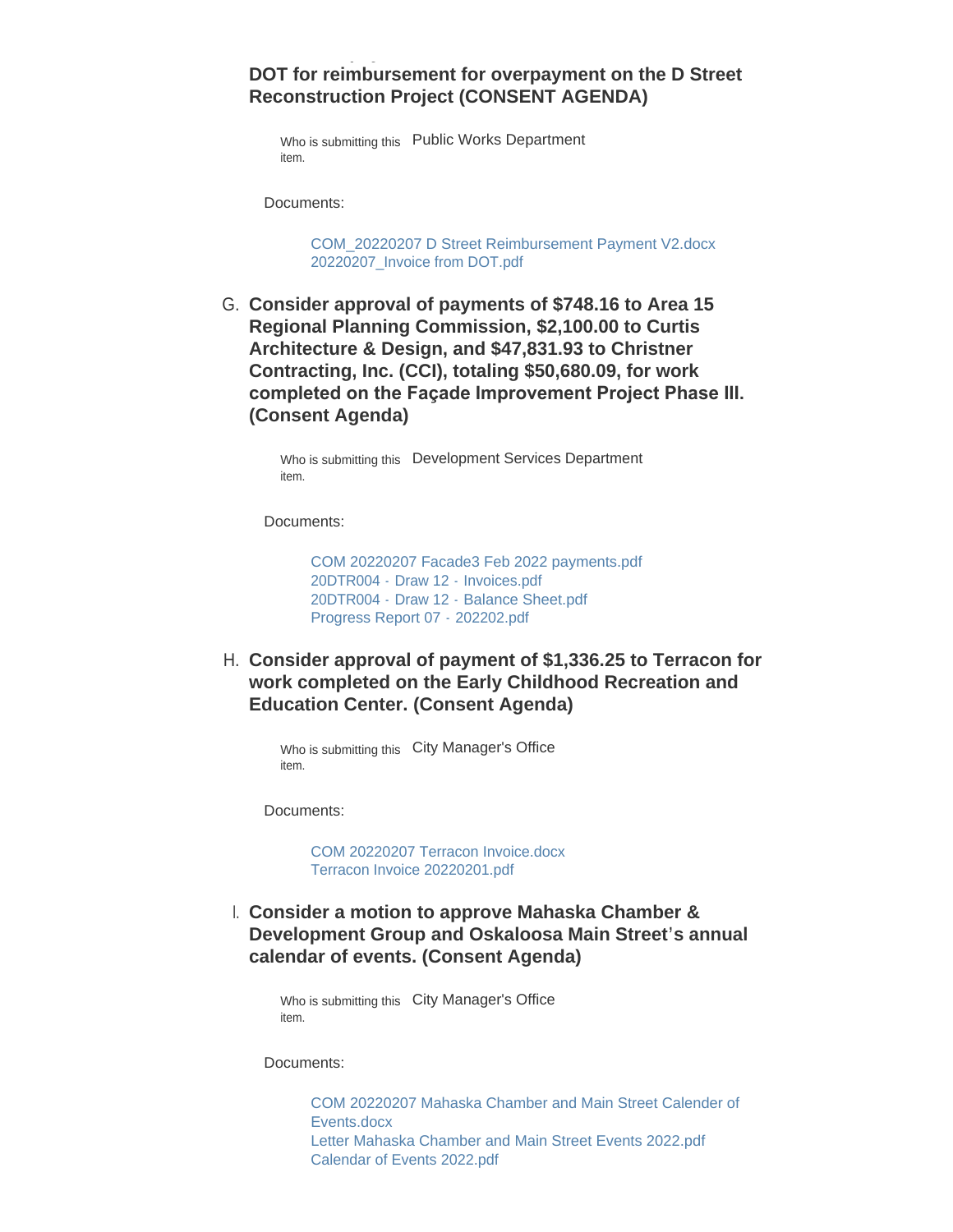**DOT for reimbursement for overpayment on the D Street Reconstruction Project (CONSENT AGENDA)**

Who is submitting this item. Public Works Department

Documents:

COM_20220207 D Street Reimbursement Payment V2.docx
20220207_Invoice from DOT.pdf

G. **Consider approval of payments of $748.16 to Area 15 Regional Planning Commission, $2,100.00 to Curtis Architecture & Design, and $47,831.93 to Christner Contracting, Inc. (CCI), totaling $50,680.09, for work completed on the Façade Improvement Project Phase III. (Consent Agenda)**

Who is submitting this item. Development Services Department

Documents:

COM 20220207 Facade3 Feb 2022 payments.pdf
20DTR004 - Draw 12 - Invoices.pdf
20DTR004 - Draw 12 - Balance Sheet.pdf
Progress Report 07 - 202202.pdf

H. **Consider approval of payment of $1,336.25 to Terracon for work completed on the Early Childhood Recreation and Education Center. (Consent Agenda)**

Who is submitting this item. City Manager's Office

Documents:

COM 20220207 Terracon Invoice.docx
Terracon Invoice 20220201.pdf

I. **Consider a motion to approve Mahaska Chamber & Development Group and Oskaloosa Main Street's annual calendar of events. (Consent Agenda)**

Who is submitting this item. City Manager's Office

Documents:

COM 20220207 Mahaska Chamber and Main Street Calender of Events.docx
Letter Mahaska Chamber and Main Street Events 2022.pdf
Calendar of Events 2022.pdf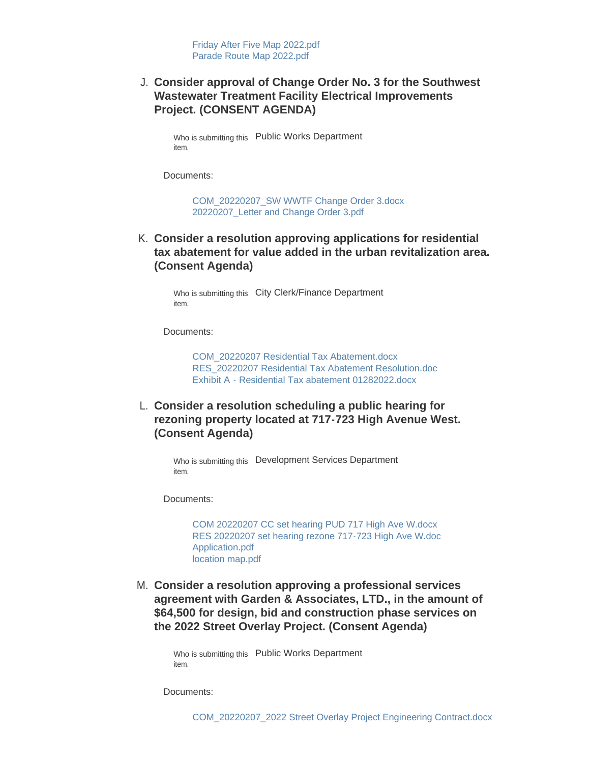Friday After Five Map 2022.pdf
Parade Route Map 2022.pdf

J. **Consider approval of Change Order No. 3 for the Southwest Wastewater Treatment Facility Electrical Improvements Project. (CONSENT AGENDA)**

Who is submitting this item. Public Works Department

Documents:

COM_20220207_SW WWTF Change Order 3.docx
20220207_Letter and Change Order 3.pdf

K. **Consider a resolution approving applications for residential tax abatement for value added in the urban revitalization area. (Consent Agenda)**

Who is submitting this item. City Clerk/Finance Department

Documents:

COM_20220207 Residential Tax Abatement.docx
RES_20220207 Residential Tax Abatement Resolution.doc
Exhibit A - Residential Tax abatement 01282022.docx

L. **Consider a resolution scheduling a public hearing for rezoning property located at 717-723 High Avenue West. (Consent Agenda)**

Who is submitting this item. Development Services Department

Documents:

COM 20220207 CC set hearing PUD 717 High Ave W.docx
RES 20220207 set hearing rezone 717-723 High Ave W.doc
Application.pdf
location map.pdf

M. **Consider a resolution approving a professional services agreement with Garden & Associates, LTD., in the amount of $64,500 for design, bid and construction phase services on the 2022 Street Overlay Project. (Consent Agenda)**

Who is submitting this item. Public Works Department

Documents:

COM_20220207_2022 Street Overlay Project Engineering Contract.docx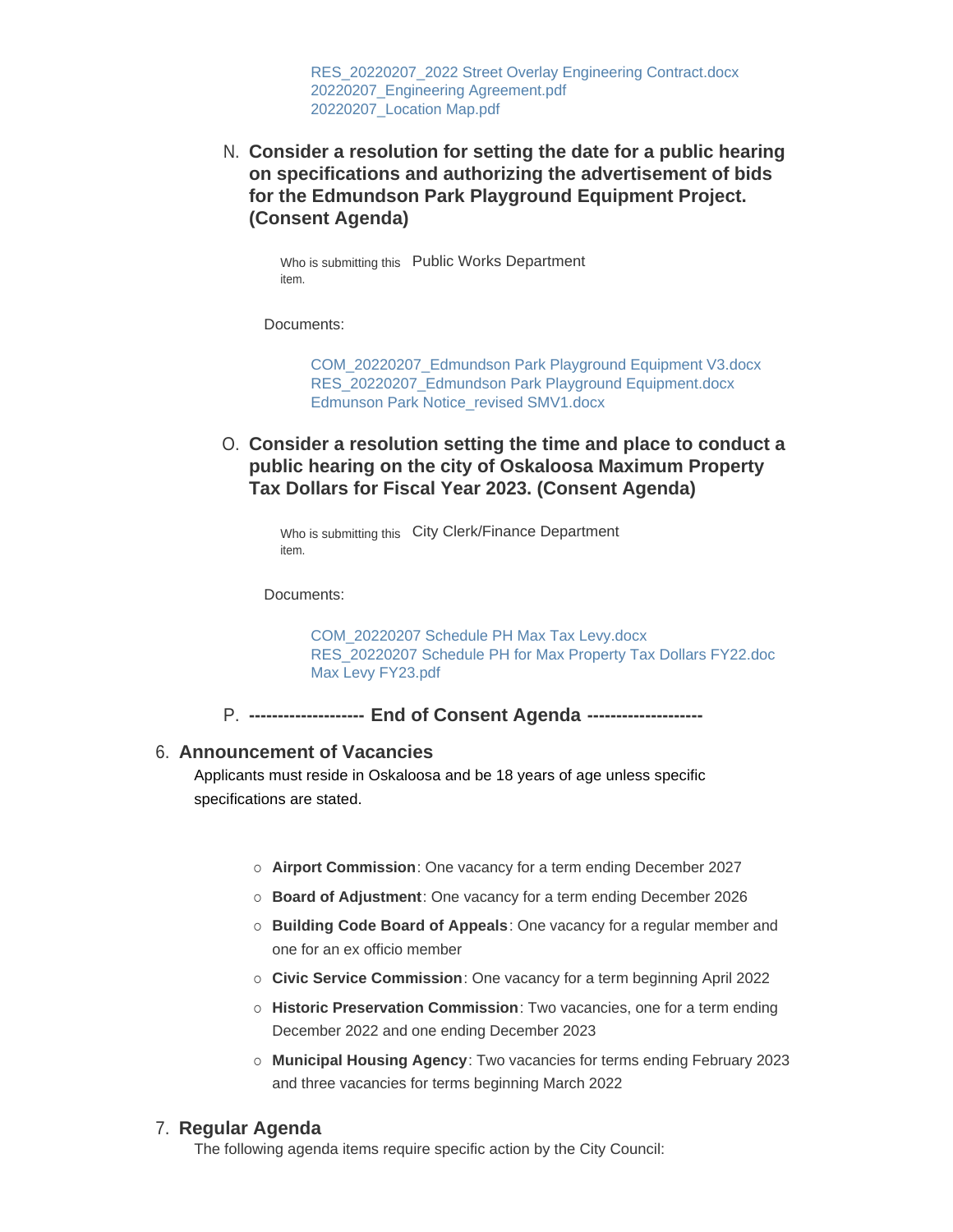RES_20220207_2022 Street Overlay Engineering Contract.docx
20220207_Engineering Agreement.pdf
20220207_Location Map.pdf

N. **Consider a resolution for setting the date for a public hearing on specifications and authorizing the advertisement of bids for the Edmundson Park Playground Equipment Project. (Consent Agenda)**

Who is submitting this item. Public Works Department

Documents:

COM_20220207_Edmundson Park Playground Equipment V3.docx
RES_20220207_Edmundson Park Playground Equipment.docx
Edmunson Park Notice_revised SMV1.docx

O. **Consider a resolution setting the time and place to conduct a public hearing on the city of Oskaloosa Maximum Property Tax Dollars for Fiscal Year 2023. (Consent Agenda)**

Who is submitting this item. City Clerk/Finance Department

Documents:

COM_20220207 Schedule PH Max Tax Levy.docx
RES_20220207 Schedule PH for Max Property Tax Dollars FY22.doc
Max Levy FY23.pdf

P. **-------------------- End of Consent Agenda --------------------**

## 6. Announcement of Vacancies

Applicants must reside in Oskaloosa and be 18 years of age unless specific specifications are stated.

- **Airport Commission**: One vacancy for a term ending December 2027
- **Board of Adjustment**: One vacancy for a term ending December 2026
- **Building Code Board of Appeals**: One vacancy for a regular member and one for an ex officio member
- **Civic Service Commission**: One vacancy for a term beginning April 2022
- **Historic Preservation Commission**: Two vacancies, one for a term ending December 2022 and one ending December 2023
- **Municipal Housing Agency**: Two vacancies for terms ending February 2023 and three vacancies for terms beginning March 2022

## 7. Regular Agenda

The following agenda items require specific action by the City Council: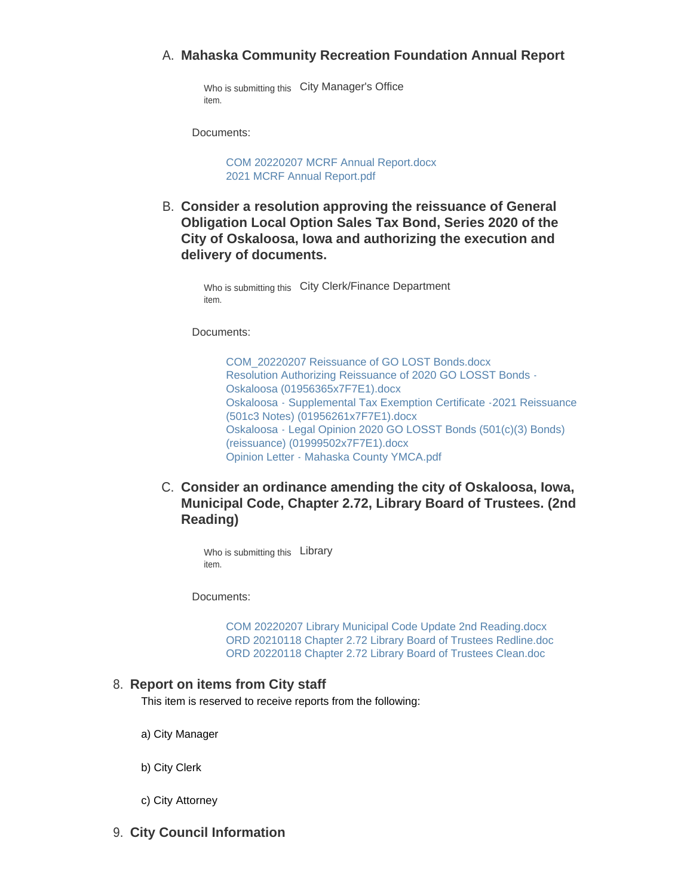A. **Mahaska Community Recreation Foundation Annual Report**

Who is submitting this item. City Manager's Office

Documents:

COM 20220207 MCRF Annual Report.docx
2021 MCRF Annual Report.pdf

B. **Consider a resolution approving the reissuance of General Obligation Local Option Sales Tax Bond, Series 2020 of the City of Oskaloosa, Iowa and authorizing the execution and delivery of documents.**

Who is submitting this item. City Clerk/Finance Department

Documents:

COM_20220207 Reissuance of GO LOST Bonds.docx
Resolution Authorizing Reissuance of 2020 GO LOSST Bonds - Oskaloosa (01956365x7F7E1).docx
Oskaloosa - Supplemental Tax Exemption Certificate -2021 Reissuance (501c3 Notes) (01956261x7F7E1).docx
Oskaloosa - Legal Opinion 2020 GO LOSST Bonds (501(c)(3) Bonds) (reissuance) (01999502x7F7E1).docx
Opinion Letter - Mahaska County YMCA.pdf

C. **Consider an ordinance amending the city of Oskaloosa, Iowa, Municipal Code, Chapter 2.72, Library Board of Trustees. (2nd Reading)**

Who is submitting this item. Library

Documents:

COM 20220207 Library Municipal Code Update 2nd Reading.docx
ORD 20210118 Chapter 2.72 Library Board of Trustees Redline.doc
ORD 20220118 Chapter 2.72 Library Board of Trustees Clean.doc

8. **Report on items from City staff**

This item is reserved to receive reports from the following:

a) City Manager

b) City Clerk

c) City Attorney

9. **City Council Information**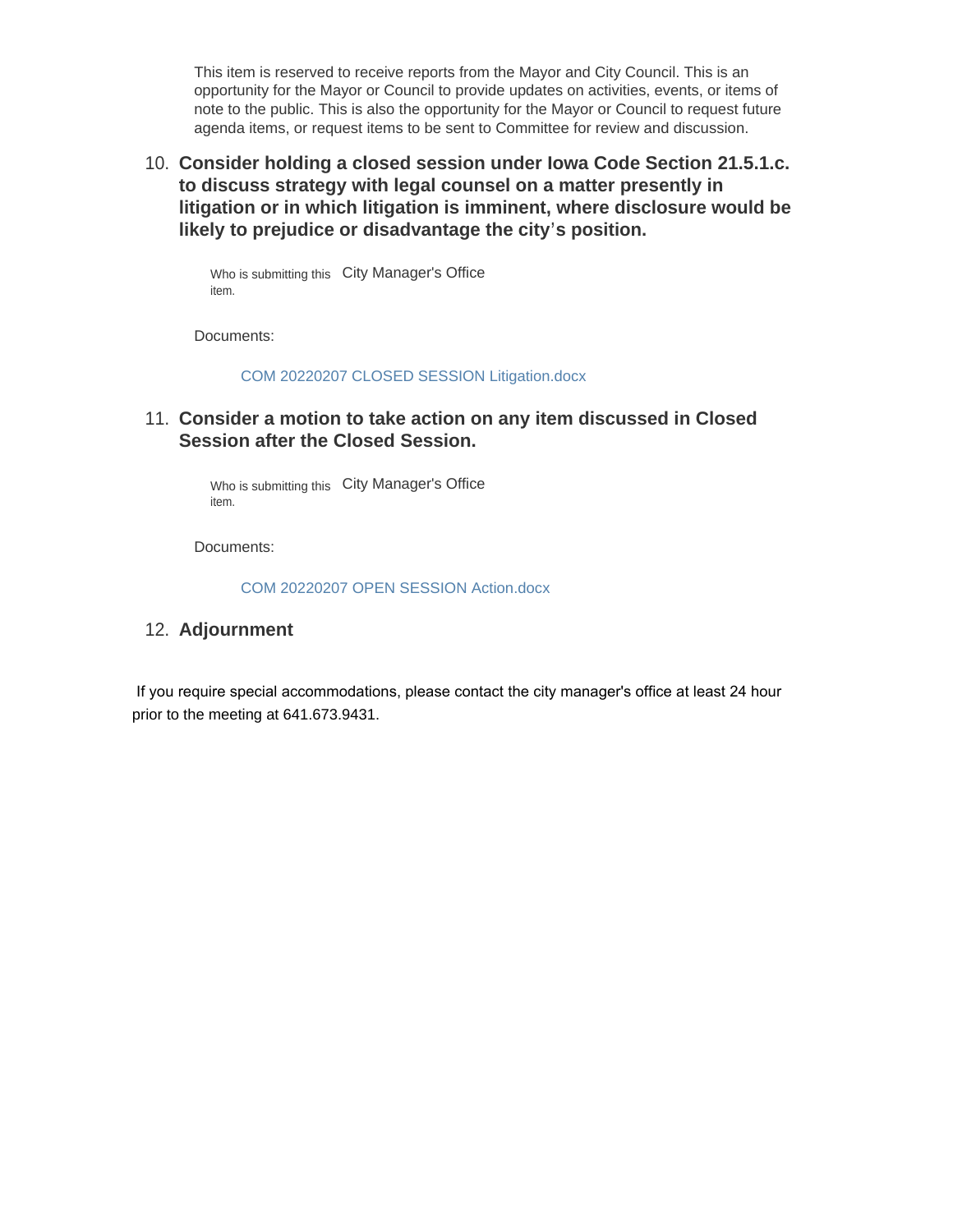This item is reserved to receive reports from the Mayor and City Council. This is an opportunity for the Mayor or Council to provide updates on activities, events, or items of note to the public. This is also the opportunity for the Mayor or Council to request future agenda items, or request items to be sent to Committee for review and discussion.

10. **Consider holding a closed session under Iowa Code Section 21.5.1.c. to discuss strategy with legal counsel on a matter presently in litigation or in which litigation is imminent, where disclosure would be likely to prejudice or disadvantage the city's position.**

    Who is submitting this item. City Manager's Office

    Documents:

    COM 20220207 CLOSED SESSION Litigation.docx

11. **Consider a motion to take action on any item discussed in Closed Session after the Closed Session.**

    Who is submitting this item. City Manager's Office

    Documents:

    COM 20220207 OPEN SESSION Action.docx

12. **Adjournment**

If you require special accommodations, please contact the city manager's office at least 24 hour prior to the meeting at 641.673.9431.